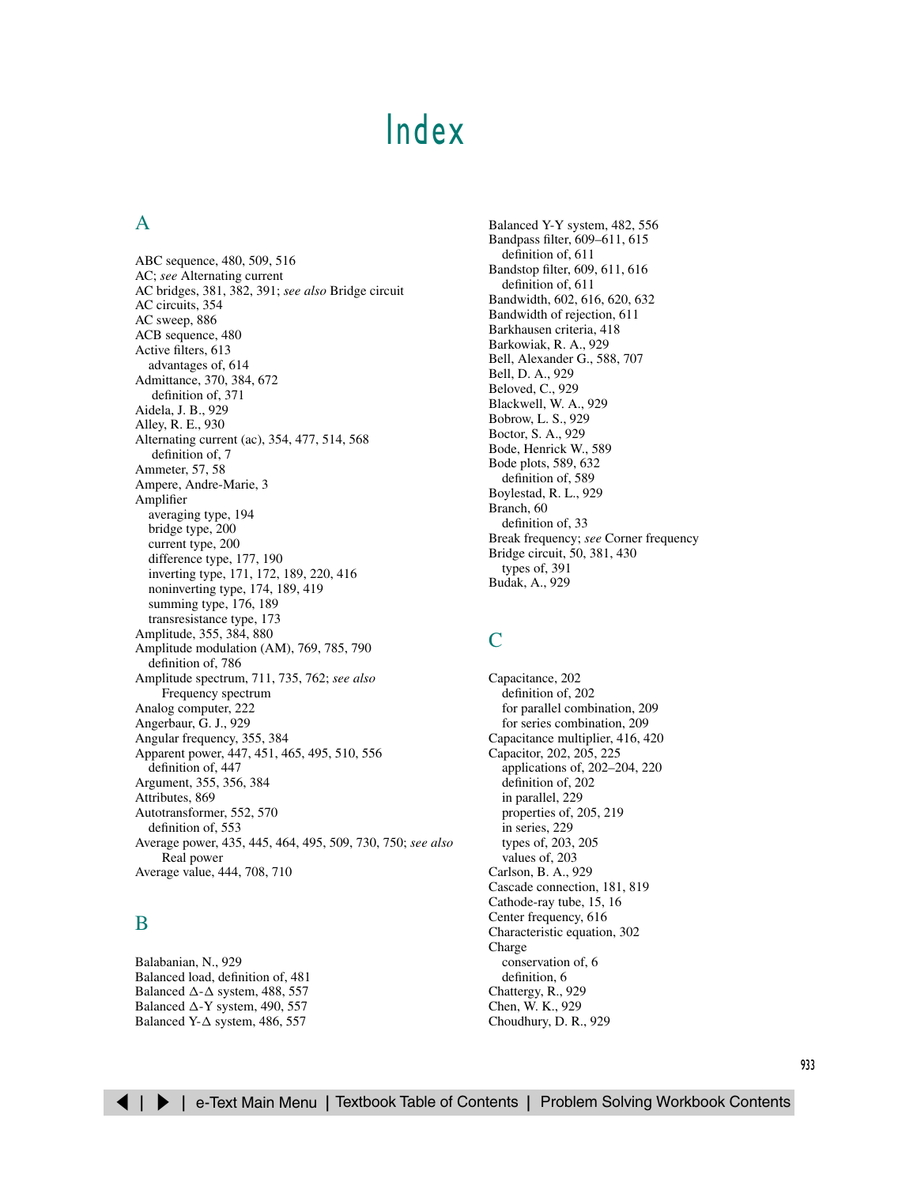# Index

## A

ABC sequence, 480, 509, 516
AC; *see* Alternating current
AC bridges, 381, 382, 391; *see also* Bridge circuit
AC circuits, 354
AC sweep, 886
ACB sequence, 480
Active filters, 613
  advantages of, 614
Admittance, 370, 384, 672
  definition of, 371
Aidela, J. B., 929
Alley, R. E., 930
Alternating current (ac), 354, 477, 514, 568
  definition of, 7
Ammeter, 57, 58
Ampere, Andre-Marie, 3
Amplifier
  averaging type, 194
  bridge type, 200
  current type, 200
  difference type, 177, 190
  inverting type, 171, 172, 189, 220, 416
  noninverting type, 174, 189, 419
  summing type, 176, 189
  transresistance type, 173
Amplitude, 355, 384, 880
Amplitude modulation (AM), 769, 785, 790
  definition of, 786
Amplitude spectrum, 711, 735, 762; *see also* Frequency spectrum
Analog computer, 222
Angerbaur, G. J., 929
Angular frequency, 355, 384
Apparent power, 447, 451, 465, 495, 510, 556
  definition of, 447
Argument, 355, 356, 384
Attributes, 869
Autotransformer, 552, 570
  definition of, 553
Average power, 435, 445, 464, 495, 509, 730, 750; *see also* Real power
Average value, 444, 708, 710

## B

Balabanian, N., 929
Balanced load, definition of, 481
Balanced Δ-Δ system, 488, 557
Balanced Δ-Y system, 490, 557
Balanced Y-Δ system, 486, 557
Balanced Y-Y system, 482, 556
Bandpass filter, 609–611, 615
  definition of, 611
Bandstop filter, 609, 611, 616
  definition of, 611
Bandwidth, 602, 616, 620, 632
Bandwidth of rejection, 611
Barkhausen criteria, 418
Barkowiak, R. A., 929
Bell, Alexander G., 588, 707
Bell, D. A., 929
Beloved, C., 929
Blackwell, W. A., 929
Bobrow, L. S., 929
Boctor, S. A., 929
Bode, Henrick W., 589
Bode plots, 589, 632
  definition of, 589
Boylestad, R. L., 929
Branch, 60
  definition of, 33
Break frequency; *see* Corner frequency
Bridge circuit, 50, 381, 430
  types of, 391
Budak, A., 929

## C

Capacitance, 202
  definition of, 202
  for parallel combination, 209
  for series combination, 209
Capacitance multiplier, 416, 420
Capacitor, 202, 205, 225
  applications of, 202–204, 220
  definition of, 202
  in parallel, 229
  properties of, 205, 219
  in series, 229
  types of, 203, 205
  values of, 203
Carlson, B. A., 929
Cascade connection, 181, 819
Cathode-ray tube, 15, 16
Center frequency, 616
Characteristic equation, 302
Charge
  conservation of, 6
  definition, 6
Chattergy, R., 929
Chen, W. K., 929
Choudhury, D. R., 929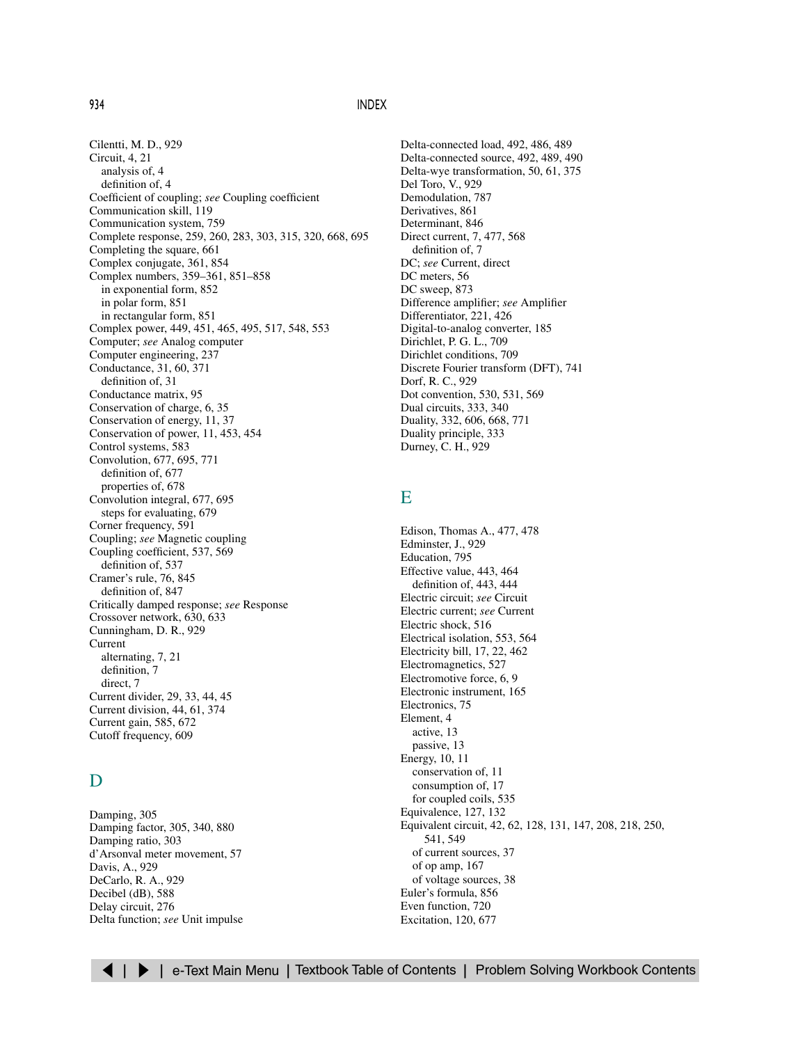Cilentti, M. D., 929
Circuit, 4, 21
  analysis of, 4
  definition of, 4
Coefficient of coupling; *see* Coupling coefficient
Communication skill, 119
Communication system, 759
Complete response, 259, 260, 283, 303, 315, 320, 668, 695
Completing the square, 661
Complex conjugate, 361, 854
Complex numbers, 359–361, 851–858
  in exponential form, 852
  in polar form, 851
  in rectangular form, 851
Complex power, 449, 451, 465, 495, 517, 548, 553
Computer; *see* Analog computer
Computer engineering, 237
Conductance, 31, 60, 371
  definition of, 31
Conductance matrix, 95
Conservation of charge, 6, 35
Conservation of energy, 11, 37
Conservation of power, 11, 453, 454
Control systems, 583
Convolution, 677, 695, 771
  definition of, 677
  properties of, 678
Convolution integral, 677, 695
  steps for evaluating, 679
Corner frequency, 591
Coupling; *see* Magnetic coupling
Coupling coefficient, 537, 569
  definition of, 537
Cramer's rule, 76, 845
  definition of, 847
Critically damped response; *see* Response
Crossover network, 630, 633
Cunningham, D. R., 929
Current
  alternating, 7, 21
  definition, 7
  direct, 7
Current divider, 29, 33, 44, 45
Current division, 44, 61, 374
Current gain, 585, 672
Cutoff frequency, 609

## D

Damping, 305
Damping factor, 305, 340, 880
Damping ratio, 303
d'Arsonval meter movement, 57
Davis, A., 929
DeCarlo, R. A., 929
Decibel (dB), 588
Delay circuit, 276
Delta function; *see* Unit impulse
Delta-connected load, 492, 486, 489
Delta-connected source, 492, 489, 490
Delta-wye transformation, 50, 61, 375
Del Toro, V., 929
Demodulation, 787
Derivatives, 861
Determinant, 846
Direct current, 7, 477, 568
  definition of, 7
DC; *see* Current, direct
DC meters, 56
DC sweep, 873
Difference amplifier; *see* Amplifier
Differentiator, 221, 426
Digital-to-analog converter, 185
Dirichlet, P. G. L., 709
Dirichlet conditions, 709
Discrete Fourier transform (DFT), 741
Dorf, R. C., 929
Dot convention, 530, 531, 569
Dual circuits, 333, 340
Duality, 332, 606, 668, 771
Duality principle, 333
Durney, C. H., 929

## E

Edison, Thomas A., 477, 478
Edminster, J., 929
Education, 795
Effective value, 443, 464
  definition of, 443, 444
Electric circuit; *see* Circuit
Electric current; *see* Current
Electric shock, 516
Electrical isolation, 553, 564
Electricity bill, 17, 22, 462
Electromagnetics, 527
Electromotive force, 6, 9
Electronic instrument, 165
Electronics, 75
Element, 4
  active, 13
  passive, 13
Energy, 10, 11
  conservation of, 11
  consumption of, 17
  for coupled coils, 535
Equivalence, 127, 132
Equivalent circuit, 42, 62, 128, 131, 147, 208, 218, 250, 541, 549
  of current sources, 37
  of op amp, 167
  of voltage sources, 38
Euler's formula, 856
Even function, 720
Excitation, 120, 677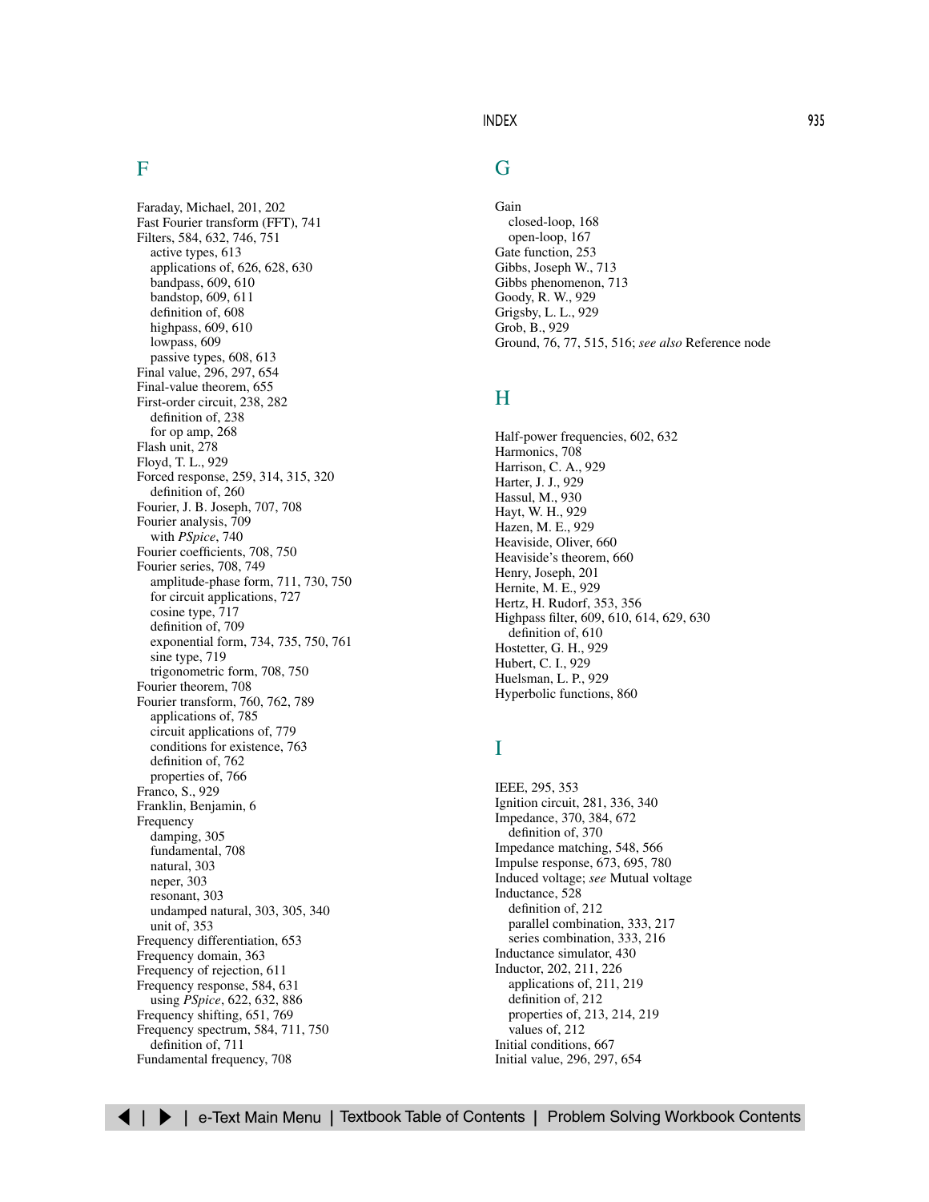## F

Faraday, Michael, 201, 202
Fast Fourier transform (FFT), 741
Filters, 584, 632, 746, 751
- active types, 613
- applications of, 626, 628, 630
- bandpass, 609, 610
- bandstop, 609, 611
- definition of, 608
- highpass, 609, 610
- lowpass, 609
- passive types, 608, 613

Final value, 296, 297, 654
Final-value theorem, 655
First-order circuit, 238, 282
- definition of, 238
- for op amp, 268

Flash unit, 278
Floyd, T. L., 929
Forced response, 259, 314, 315, 320
- definition of, 260

Fourier, J. B. Joseph, 707, 708
Fourier analysis, 709
- with *PSpice*, 740

Fourier coefficients, 708, 750
Fourier series, 708, 749
- amplitude-phase form, 711, 730, 750
- for circuit applications, 727
- cosine type, 717
- definition of, 709
- exponential form, 734, 735, 750, 761
- sine type, 719
- trigonometric form, 708, 750

Fourier theorem, 708
Fourier transform, 760, 762, 789
- applications of, 785
- circuit applications of, 779
- conditions for existence, 763
- definition of, 762
- properties of, 766

Franco, S., 929
Franklin, Benjamin, 6
Frequency
- damping, 305
- fundamental, 708
- natural, 303
- neper, 303
- resonant, 303
- undamped natural, 303, 305, 340
- unit of, 353

Frequency differentiation, 653
Frequency domain, 363
Frequency of rejection, 611
Frequency response, 584, 631
- using *PSpice*, 622, 632, 886

Frequency shifting, 651, 769
Frequency spectrum, 584, 711, 750
- definition of, 711

Fundamental frequency, 708

## G

Gain
- closed-loop, 168
- open-loop, 167

Gate function, 253
Gibbs, Joseph W., 713
Gibbs phenomenon, 713
Goody, R. W., 929
Grigsby, L. L., 929
Grob, B., 929
Ground, 76, 77, 515, 516; *see also* Reference node

## H

Half-power frequencies, 602, 632
Harmonics, 708
Harrison, C. A., 929
Harter, J. J., 929
Hassul, M., 930
Hayt, W. H., 929
Hazen, M. E., 929
Heaviside, Oliver, 660
Heaviside's theorem, 660
Henry, Joseph, 201
Hernite, M. E., 929
Hertz, H. Rudorf, 353, 356
Highpass filter, 609, 610, 614, 629, 630
- definition of, 610

Hostetter, G. H., 929
Hubert, C. I., 929
Huelsman, L. P., 929
Hyperbolic functions, 860

## I

IEEE, 295, 353
Ignition circuit, 281, 336, 340
Impedance, 370, 384, 672
- definition of, 370

Impedance matching, 548, 566
Impulse response, 673, 695, 780
Induced voltage; *see* Mutual voltage
Inductance, 528
- definition of, 212
- parallel combination, 333, 217
- series combination, 333, 216

Inductance simulator, 430
Inductor, 202, 211, 226
- applications of, 211, 219
- definition of, 212
- properties of, 213, 214, 219
- values of, 212

Initial conditions, 667
Initial value, 296, 297, 654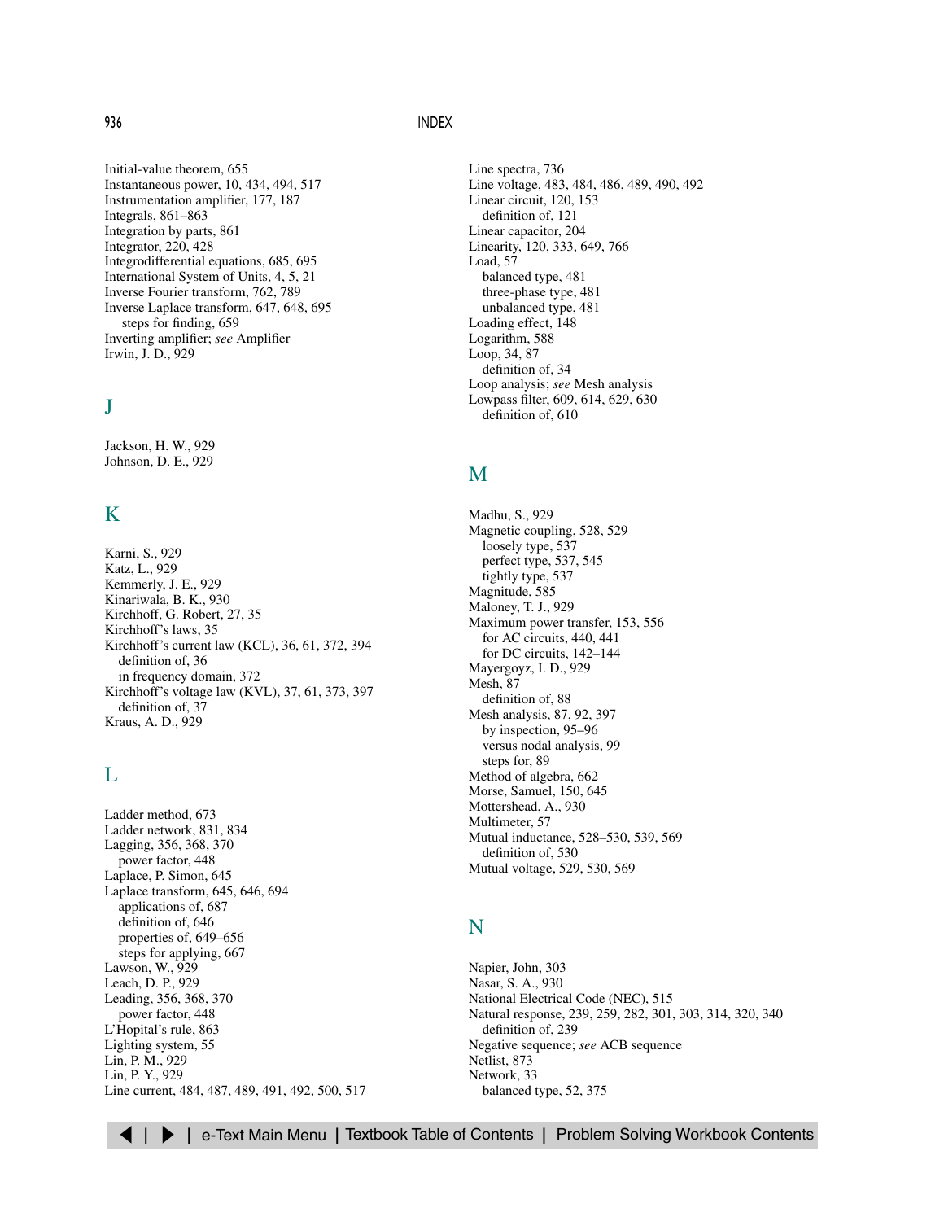Initial-value theorem, 655
Instantaneous power, 10, 434, 494, 517
Instrumentation amplifier, 177, 187
Integrals, 861–863
Integration by parts, 861
Integrator, 220, 428
Integrodifferential equations, 685, 695
International System of Units, 4, 5, 21
Inverse Fourier transform, 762, 789
Inverse Laplace transform, 647, 648, 695
  steps for finding, 659
Inverting amplifier; *see* Amplifier
Irwin, J. D., 929

## J

Jackson, H. W., 929
Johnson, D. E., 929

## K

Karni, S., 929
Katz, L., 929
Kemmerly, J. E., 929
Kinariwala, B. K., 930
Kirchhoff, G. Robert, 27, 35
Kirchhoff's laws, 35
Kirchhoff's current law (KCL), 36, 61, 372, 394
  definition of, 36
  in frequency domain, 372
Kirchhoff's voltage law (KVL), 37, 61, 373, 397
  definition of, 37
Kraus, A. D., 929

## L

Ladder method, 673
Ladder network, 831, 834
Lagging, 356, 368, 370
  power factor, 448
Laplace, P. Simon, 645
Laplace transform, 645, 646, 694
  applications of, 687
  definition of, 646
  properties of, 649–656
  steps for applying, 667
Lawson, W., 929
Leach, D. P., 929
Leading, 356, 368, 370
  power factor, 448
L'Hopital's rule, 863
Lighting system, 55
Lin, P. M., 929
Lin, P. Y., 929
Line current, 484, 487, 489, 491, 492, 500, 517
Line spectra, 736
Line voltage, 483, 484, 486, 489, 490, 492
Linear circuit, 120, 153
  definition of, 121
Linear capacitor, 204
Linearity, 120, 333, 649, 766
Load, 57
  balanced type, 481
  three-phase type, 481
  unbalanced type, 481
Loading effect, 148
Logarithm, 588
Loop, 34, 87
  definition of, 34
Loop analysis; *see* Mesh analysis
Lowpass filter, 609, 614, 629, 630
  definition of, 610

## M

Madhu, S., 929
Magnetic coupling, 528, 529
  loosely type, 537
  perfect type, 537, 545
  tightly type, 537
Magnitude, 585
Maloney, T. J., 929
Maximum power transfer, 153, 556
  for AC circuits, 440, 441
  for DC circuits, 142–144
Mayergoyz, I. D., 929
Mesh, 87
  definition of, 88
Mesh analysis, 87, 92, 397
  by inspection, 95–96
  versus nodal analysis, 99
  steps for, 89
Method of algebra, 662
Morse, Samuel, 150, 645
Mottershead, A., 930
Multimeter, 57
Mutual inductance, 528–530, 539, 569
  definition of, 530
Mutual voltage, 529, 530, 569

## N

Napier, John, 303
Nasar, S. A., 930
National Electrical Code (NEC), 515
Natural response, 239, 259, 282, 301, 303, 314, 320, 340
  definition of, 239
Negative sequence; *see* ACB sequence
Netlist, 873
Network, 33
  balanced type, 52, 375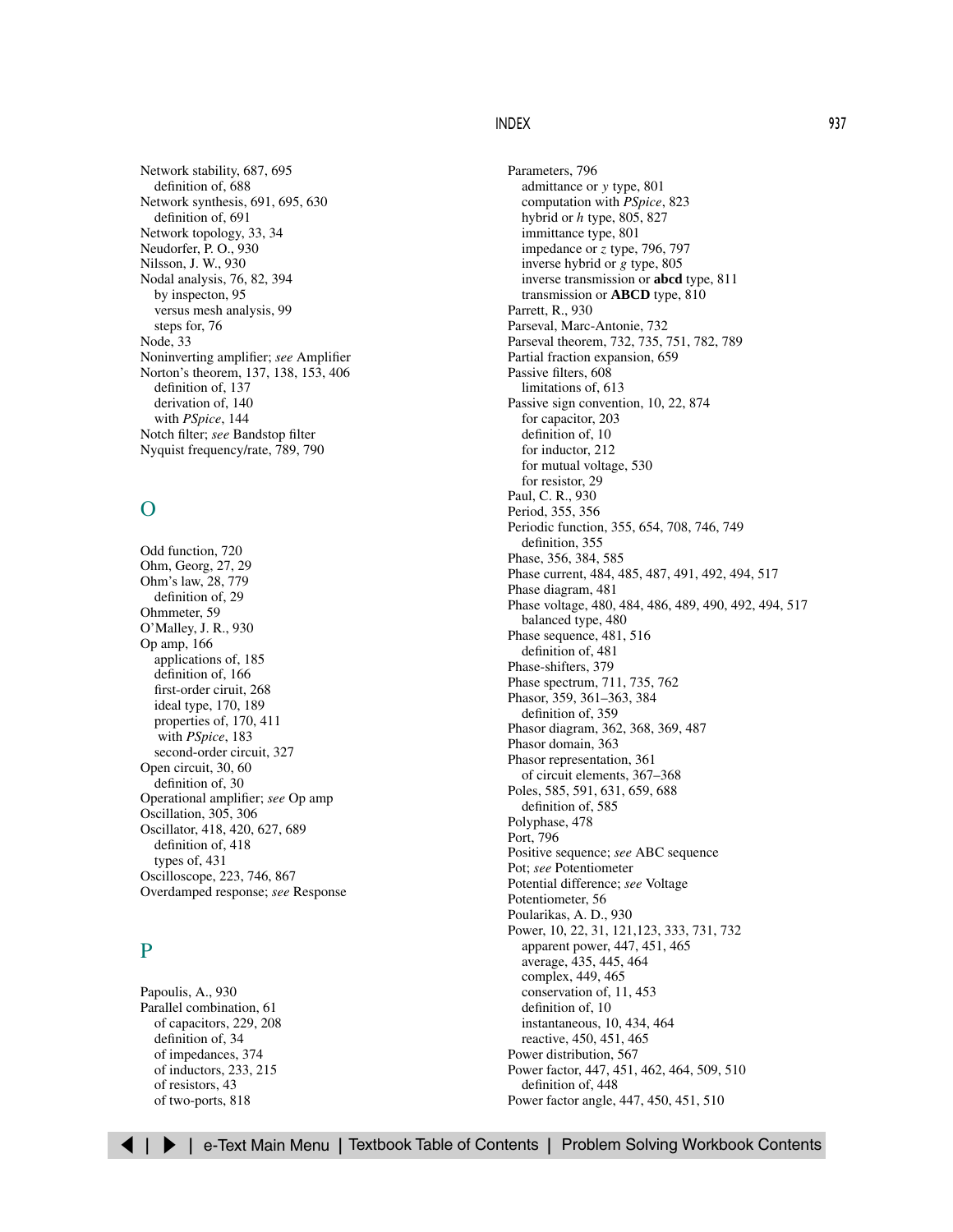Network stability, 687, 695
  definition of, 688
Network synthesis, 691, 695, 630
  definition of, 691
Network topology, 33, 34
Neudorfer, P. O., 930
Nilsson, J. W., 930
Nodal analysis, 76, 82, 394
  by inspecton, 95
  versus mesh analysis, 99
  steps for, 76
Node, 33
Noninverting amplifier; *see* Amplifier
Norton's theorem, 137, 138, 153, 406
  definition of, 137
  derivation of, 140
  with *PSpice*, 144
Notch filter; *see* Bandstop filter
Nyquist frequency/rate, 789, 790

## O

Odd function, 720
Ohm, Georg, 27, 29
Ohm's law, 28, 779
  definition of, 29
Ohmmeter, 59
O'Malley, J. R., 930
Op amp, 166
  applications of, 185
  definition of, 166
  first-order ciruit, 268
  ideal type, 170, 189
  properties of, 170, 411
  with *PSpice*, 183
  second-order circuit, 327
Open circuit, 30, 60
  definition of, 30
Operational amplifier; *see* Op amp
Oscillation, 305, 306
Oscillator, 418, 420, 627, 689
  definition of, 418
  types of, 431
Oscilloscope, 223, 746, 867
Overdamped response; *see* Response

## P

Papoulis, A., 930
Parallel combination, 61
  of capacitors, 229, 208
  definition of, 34
  of impedances, 374
  of inductors, 233, 215
  of resistors, 43
  of two-ports, 818
Parameters, 796
  admittance or $y$ type, 801
  computation with *PSpice*, 823
  hybrid or $h$ type, 805, 827
  immittance type, 801
  impedance or $z$ type, 796, 797
  inverse hybrid or $g$ type, 805
  inverse transmission or **abcd** type, 811
  transmission or **ABCD** type, 810
Parrett, R., 930
Parseval, Marc-Antonie, 732
Parseval theorem, 732, 735, 751, 782, 789
Partial fraction expansion, 659
Passive filters, 608
  limitations of, 613
Passive sign convention, 10, 22, 874
  for capacitor, 203
  definition of, 10
  for inductor, 212
  for mutual voltage, 530
  for resistor, 29
Paul, C. R., 930
Period, 355, 356
Periodic function, 355, 654, 708, 746, 749
  definition, 355
Phase, 356, 384, 585
Phase current, 484, 485, 487, 491, 492, 494, 517
Phase diagram, 481
Phase voltage, 480, 484, 486, 489, 490, 492, 494, 517
  balanced type, 480
Phase sequence, 481, 516
  definition of, 481
Phase-shifters, 379
Phase spectrum, 711, 735, 762
Phasor, 359, 361–363, 384
  definition of, 359
Phasor diagram, 362, 368, 369, 487
Phasor domain, 363
Phasor representation, 361
  of circuit elements, 367–368
Poles, 585, 591, 631, 659, 688
  definition of, 585
Polyphase, 478
Port, 796
Positive sequence; *see* ABC sequence
Pot; *see* Potentiometer
Potential difference; *see* Voltage
Potentiometer, 56
Poularikas, A. D., 930
Power, 10, 22, 31, 121,123, 333, 731, 732
  apparent power, 447, 451, 465
  average, 435, 445, 464
  complex, 449, 465
  conservation of, 11, 453
  definition of, 10
  instantaneous, 10, 434, 464
  reactive, 450, 451, 465
Power distribution, 567
Power factor, 447, 451, 462, 464, 509, 510
  definition of, 448
Power factor angle, 447, 450, 451, 510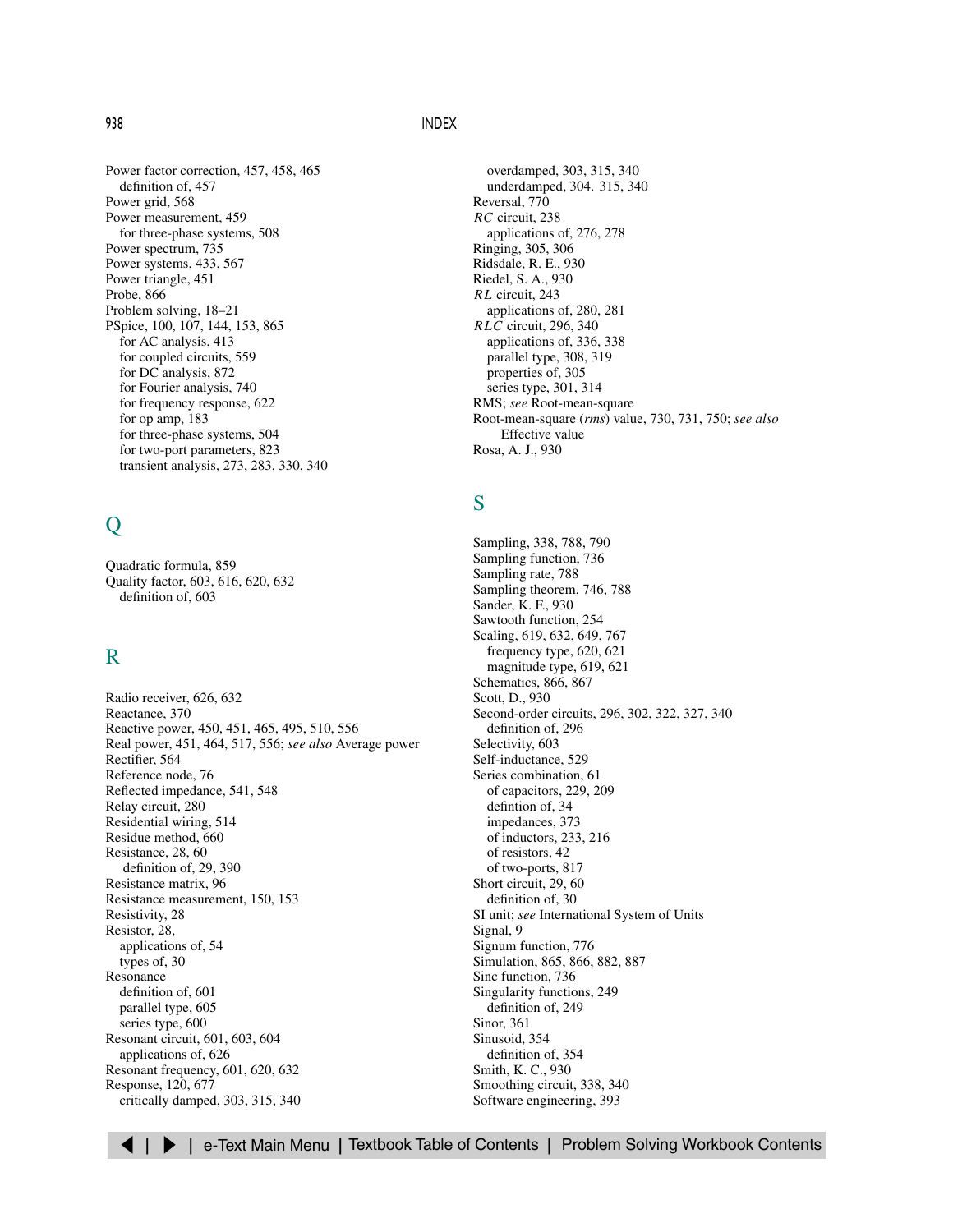Power factor correction, 457, 458, 465
  definition of, 457
Power grid, 568
Power measurement, 459
  for three-phase systems, 508
Power spectrum, 735
Power systems, 433, 567
Power triangle, 451
Probe, 866
Problem solving, 18–21
PSpice, 100, 107, 144, 153, 865
  for AC analysis, 413
  for coupled circuits, 559
  for DC analysis, 872
  for Fourier analysis, 740
  for frequency response, 622
  for op amp, 183
  for three-phase systems, 504
  for two-port parameters, 823
  transient analysis, 273, 283, 330, 340

## Q

Quadratic formula, 859
Quality factor, 603, 616, 620, 632
  definition of, 603

## R

Radio receiver, 626, 632
Reactance, 370
Reactive power, 450, 451, 465, 495, 510, 556
Real power, 451, 464, 517, 556; *see also* Average power
Rectifier, 564
Reference node, 76
Reflected impedance, 541, 548
Relay circuit, 280
Residential wiring, 514
Residue method, 660
Resistance, 28, 60
  definition of, 29, 390
Resistance matrix, 96
Resistance measurement, 150, 153
Resistivity, 28
Resistor, 28,
  applications of, 54
  types of, 30
Resonance
  definition of, 601
  parallel type, 605
  series type, 600
Resonant circuit, 601, 603, 604
  applications of, 626
Resonant frequency, 601, 620, 632
Response, 120, 677
  critically damped, 303, 315, 340
  overdamped, 303, 315, 340
  underdamped, 304. 315, 340
Reversal, 770
*RC* circuit, 238
  applications of, 276, 278
Ringing, 305, 306
Ridsdale, R. E., 930
Riedel, S. A., 930
*RL* circuit, 243
  applications of, 280, 281
*RLC* circuit, 296, 340
  applications of, 336, 338
  parallel type, 308, 319
  properties of, 305
  series type, 301, 314
RMS; *see* Root-mean-square
Root-mean-square (*rms*) value, 730, 731, 750; *see also* Effective value
Rosa, A. J., 930

## S

Sampling, 338, 788, 790
Sampling function, 736
Sampling rate, 788
Sampling theorem, 746, 788
Sander, K. F., 930
Sawtooth function, 254
Scaling, 619, 632, 649, 767
  frequency type, 620, 621
  magnitude type, 619, 621
Schematics, 866, 867
Scott, D., 930
Second-order circuits, 296, 302, 322, 327, 340
  definition of, 296
Selectivity, 603
Self-inductance, 529
Series combination, 61
  of capacitors, 229, 209
  defintion of, 34
  impedances, 373
  of inductors, 233, 216
  of resistors, 42
  of two-ports, 817
Short circuit, 29, 60
  definition of, 30
SI unit; *see* International System of Units
Signal, 9
Signum function, 776
Simulation, 865, 866, 882, 887
Sinc function, 736
Singularity functions, 249
  definition of, 249
Sinor, 361
Sinusoid, 354
  definition of, 354
Smith, K. C., 930
Smoothing circuit, 338, 340
Software engineering, 393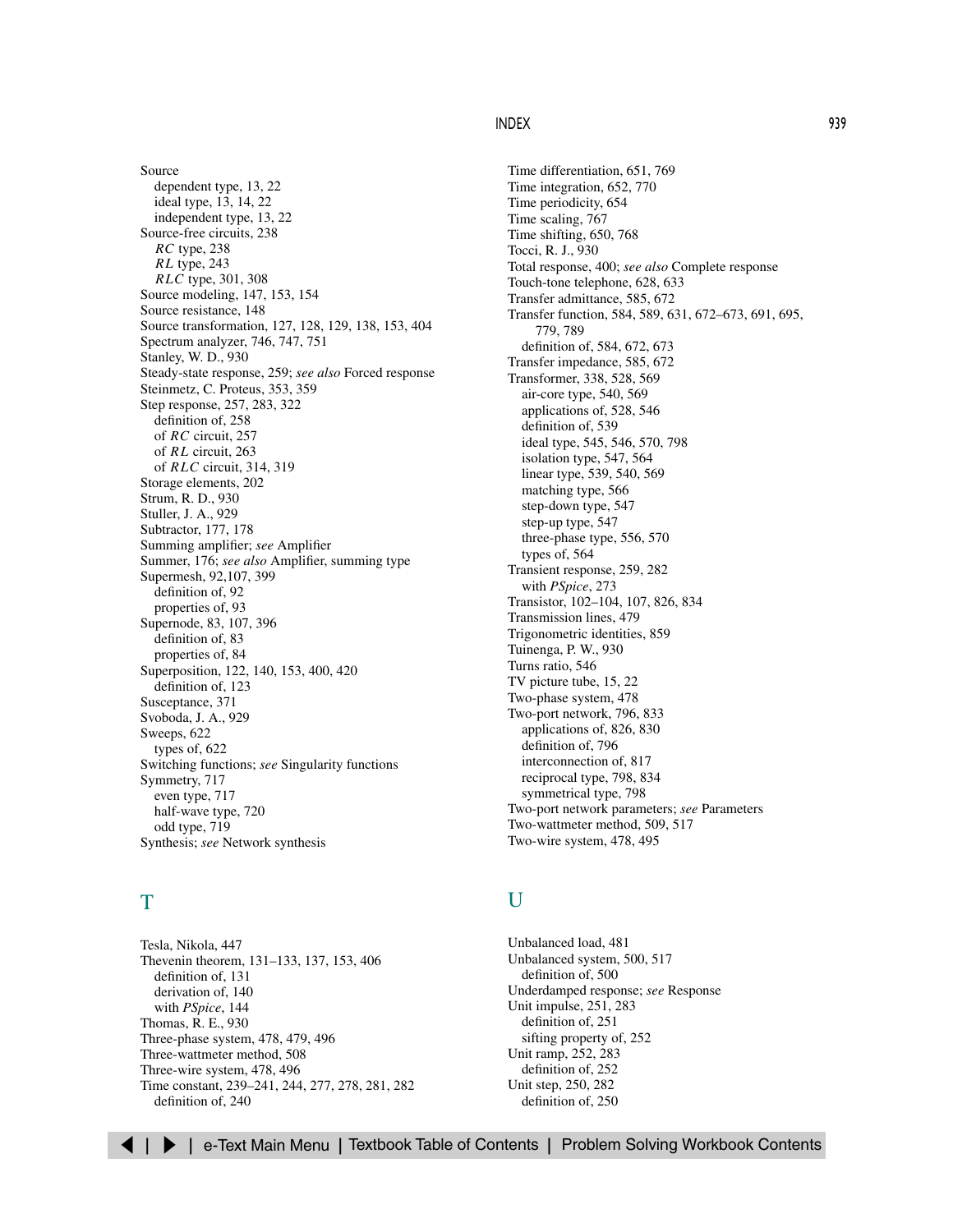Source
  dependent type, 13, 22
  ideal type, 13, 14, 22
  independent type, 13, 22
Source-free circuits, 238
  *RC* type, 238
  *RL* type, 243
  *RLC* type, 301, 308
Source modeling, 147, 153, 154
Source resistance, 148
Source transformation, 127, 128, 129, 138, 153, 404
Spectrum analyzer, 746, 747, 751
Stanley, W. D., 930
Steady-state response, 259; *see also* Forced response
Steinmetz, C. Proteus, 353, 359
Step response, 257, 283, 322
  definition of, 258
  of *RC* circuit, 257
  of *RL* circuit, 263
  of *RLC* circuit, 314, 319
Storage elements, 202
Strum, R. D., 930
Stuller, J. A., 929
Subtractor, 177, 178
Summing amplifier; *see* Amplifier
Summer, 176; *see also* Amplifier, summing type
Supermesh, 92,107, 399
  definition of, 92
  properties of, 93
Supernode, 83, 107, 396
  definition of, 83
  properties of, 84
Superposition, 122, 140, 153, 400, 420
  definition of, 123
Susceptance, 371
Svoboda, J. A., 929
Sweeps, 622
  types of, 622
Switching functions; *see* Singularity functions
Symmetry, 717
  even type, 717
  half-wave type, 720
  odd type, 719
Synthesis; *see* Network synthesis

## T

Tesla, Nikola, 447
Thevenin theorem, 131–133, 137, 153, 406
  definition of, 131
  derivation of, 140
  with *PSpice*, 144
Thomas, R. E., 930
Three-phase system, 478, 479, 496
Three-wattmeter method, 508
Three-wire system, 478, 496
Time constant, 239–241, 244, 277, 278, 281, 282
  definition of, 240
Time differentiation, 651, 769
Time integration, 652, 770
Time periodicity, 654
Time scaling, 767
Time shifting, 650, 768
Tocci, R. J., 930
Total response, 400; *see also* Complete response
Touch-tone telephone, 628, 633
Transfer admittance, 585, 672
Transfer function, 584, 589, 631, 672–673, 691, 695, 779, 789
  definition of, 584, 672, 673
Transfer impedance, 585, 672
Transformer, 338, 528, 569
  air-core type, 540, 569
  applications of, 528, 546
  definition of, 539
  ideal type, 545, 546, 570, 798
  isolation type, 547, 564
  linear type, 539, 540, 569
  matching type, 566
  step-down type, 547
  step-up type, 547
  three-phase type, 556, 570
  types of, 564
Transient response, 259, 282
  with *PSpice*, 273
Transistor, 102–104, 107, 826, 834
Transmission lines, 479
Trigonometric identities, 859
Tuinenga, P. W., 930
Turns ratio, 546
TV picture tube, 15, 22
Two-phase system, 478
Two-port network, 796, 833
  applications of, 826, 830
  definition of, 796
  interconnection of, 817
  reciprocal type, 798, 834
  symmetrical type, 798
Two-port network parameters; *see* Parameters
Two-wattmeter method, 509, 517
Two-wire system, 478, 495

## U

Unbalanced load, 481
Unbalanced system, 500, 517
  definition of, 500
Underdamped response; *see* Response
Unit impulse, 251, 283
  definition of, 251
  sifting property of, 252
Unit ramp, 252, 283
  definition of, 252
Unit step, 250, 282
  definition of, 250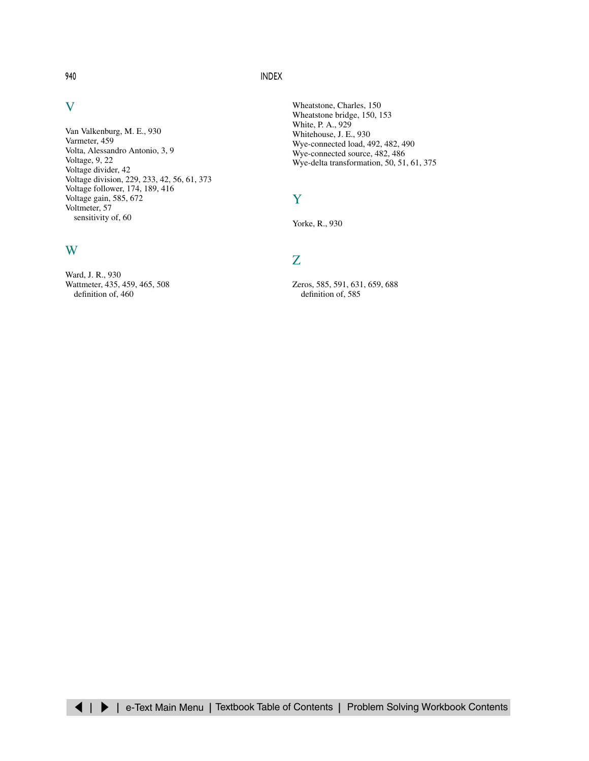## V

Van Valkenburg, M. E., 930
Varmeter, 459
Volta, Alessandro Antonio, 3, 9
Voltage, 9, 22
Voltage divider, 42
Voltage division, 229, 233, 42, 56, 61, 373
Voltage follower, 174, 189, 416
Voltage gain, 585, 672
Voltmeter, 57
  sensitivity of, 60

## W

Ward, J. R., 930
Wattmeter, 435, 459, 465, 508
  definition of, 460
Wheatstone, Charles, 150
Wheatstone bridge, 150, 153
White, P. A., 929
Whitehouse, J. E., 930
Wye-connected load, 492, 482, 490
Wye-connected source, 482, 486
Wye-delta transformation, 50, 51, 61, 375

## Y

Yorke, R., 930

## Z

Zeros, 585, 591, 631, 659, 688
  definition of, 585